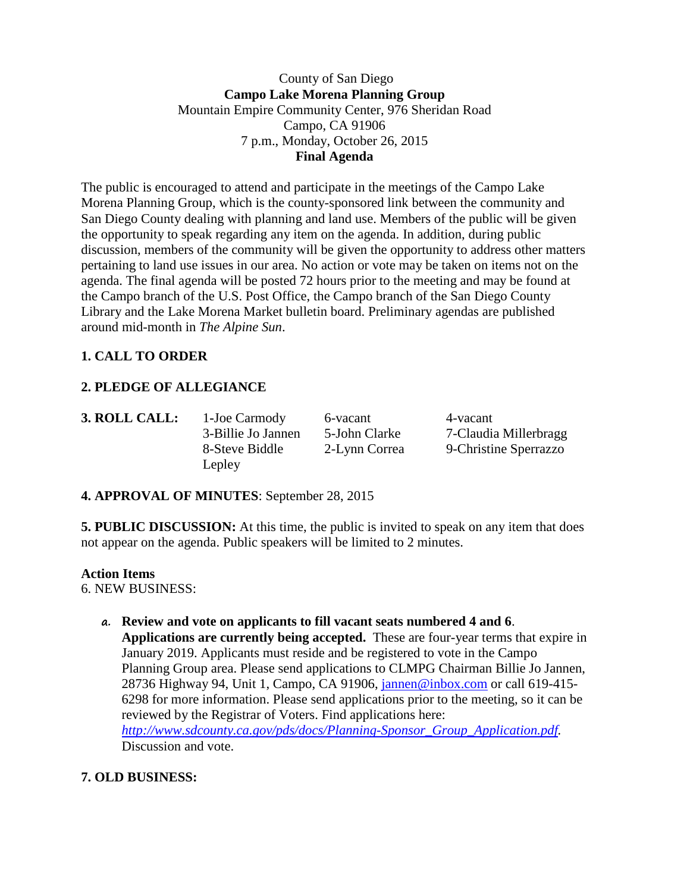County of San Diego

**Campo Lake Morena Planning Group**

Mountain Empire Community Center, 976 Sheridan Road

Campo, CA 91906

7 p.m., Monday, October 26, 2015

**Final Agenda**

The public is encouraged to attend and participate in the meetings of the Campo Lake Morena Planning Group, which is the county-sponsored link between the community and San Diego County dealing with planning and land use. Members of the public will be given the opportunity to speak regarding any item on the agenda. In addition, during public discussion, members of the community will be given the opportunity to address other matters pertaining to land use issues in our area. No action or vote may be taken on items not on the agenda. The final agenda will be posted 72 hours prior to the meeting and may be found at the Campo branch of the U.S. Post Office, the Campo branch of the San Diego County Library and the Lake Morena Market bulletin board. Preliminary agendas are published around mid-month in *The Alpine Sun*.

**1. CALL TO ORDER**

**2. PLEDGE OF ALLEGIANCE**

**3. ROLL CALL:**

| | | |
|---|---|---|
| 1-Joe Carmody | 6-vacant | 4-vacant |
| 3-Billie Jo Jannen | 5-John Clarke | 7-Claudia Millerbragg |
| 8-Steve Biddle Lepley | 2-Lynn Correa | 9-Christine Sperrazzo |

**4. APPROVAL OF MINUTES**: September 28, 2015

**5. PUBLIC DISCUSSION:** At this time, the public is invited to speak on any item that does not appear on the agenda. Public speakers will be limited to 2 minutes.

**Action Items**

6. NEW BUSINESS:

a. **Review and vote on applicants to fill vacant seats numbered 4 and 6**. **Applications are currently being accepted.** These are four-year terms that expire in January 2019. Applicants must reside and be registered to vote in the Campo Planning Group area. Please send applications to CLMPG Chairman Billie Jo Jannen, 28736 Highway 94, Unit 1, Campo, CA 91906, jannen@inbox.com or call 619-415-6298 for more information. Please send applications prior to the meeting, so it can be reviewed by the Registrar of Voters. Find applications here: *http://www.sdcounty.ca.gov/pds/docs/Planning-Sponsor_Group_Application.pdf*. Discussion and vote.

**7. OLD BUSINESS:**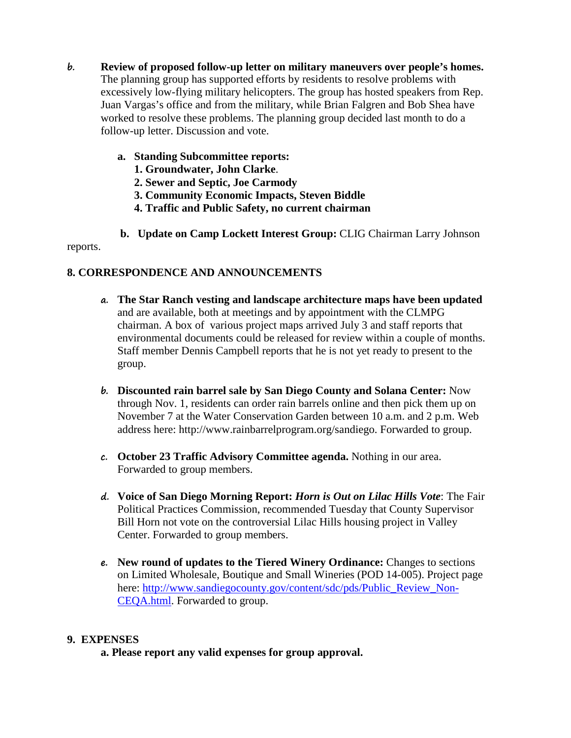*b.* **Review of proposed follow-up letter on military maneuvers over people's homes.** The planning group has supported efforts by residents to resolve problems with excessively low-flying military helicopters. The group has hosted speakers from Rep. Juan Vargas's office and from the military, while Brian Falgren and Bob Shea have worked to resolve these problems. The planning group decided last month to do a follow-up letter. Discussion and vote.

a. **Standing Subcommittee reports:**
   1. **Groundwater, John Clarke**.
   2. **Sewer and Septic, Joe Carmody**
   3. **Community Economic Impacts, Steven Biddle**
   4. **Traffic and Public Safety, no current chairman**

b. **Update on Camp Lockett Interest Group:** CLIG Chairman Larry Johnson reports.

## 8. CORRESPONDENCE AND ANNOUNCEMENTS

*a.* **The Star Ranch vesting and landscape architecture maps have been updated** and are available, both at meetings and by appointment with the CLMPG chairman. A box of various project maps arrived July 3 and staff reports that environmental documents could be released for review within a couple of months. Staff member Dennis Campbell reports that he is not yet ready to present to the group.

*b.* **Discounted rain barrel sale by San Diego County and Solana Center:** Now through Nov. 1, residents can order rain barrels online and then pick them up on November 7 at the Water Conservation Garden between 10 a.m. and 2 p.m. Web address here: http://www.rainbarrelprogram.org/sandiego. Forwarded to group.

*c.* **October 23 Traffic Advisory Committee agenda.** Nothing in our area. Forwarded to group members.

*d.* **Voice of San Diego Morning Report:** ***Horn is Out on Lilac Hills Vote***: The Fair Political Practices Commission, recommended Tuesday that County Supervisor Bill Horn not vote on the controversial Lilac Hills housing project in Valley Center. Forwarded to group members.

*e.* **New round of updates to the Tiered Winery Ordinance:** Changes to sections on Limited Wholesale, Boutique and Small Wineries (POD 14-005). Project page here: [http://www.sandiegocounty.gov/content/sdc/pds/Public_Review_Non-CEQA.html](http://www.sandiegocounty.gov/content/sdc/pds/Public_Review_Non-CEQA.html). Forwarded to group.

## 9. EXPENSES

**a. Please report any valid expenses for group approval.**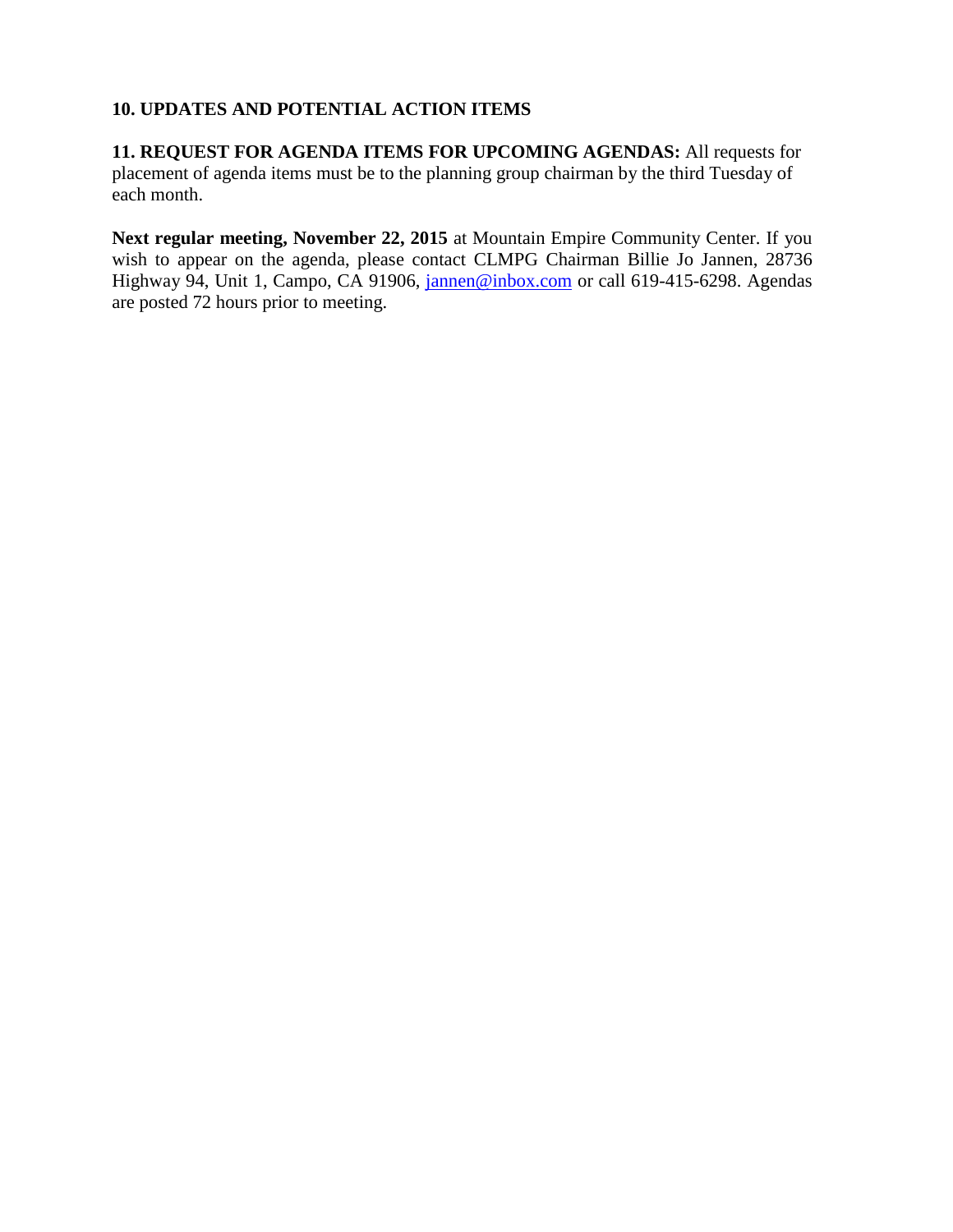**10. UPDATES AND POTENTIAL ACTION ITEMS**

**11. REQUEST FOR AGENDA ITEMS FOR UPCOMING AGENDAS:** All requests for placement of agenda items must be to the planning group chairman by the third Tuesday of each month.

**Next regular meeting, November 22, 2015** at Mountain Empire Community Center. If you wish to appear on the agenda, please contact CLMPG Chairman Billie Jo Jannen, 28736 Highway 94, Unit 1, Campo, CA 91906, jannen@inbox.com or call 619-415-6298. Agendas are posted 72 hours prior to meeting.